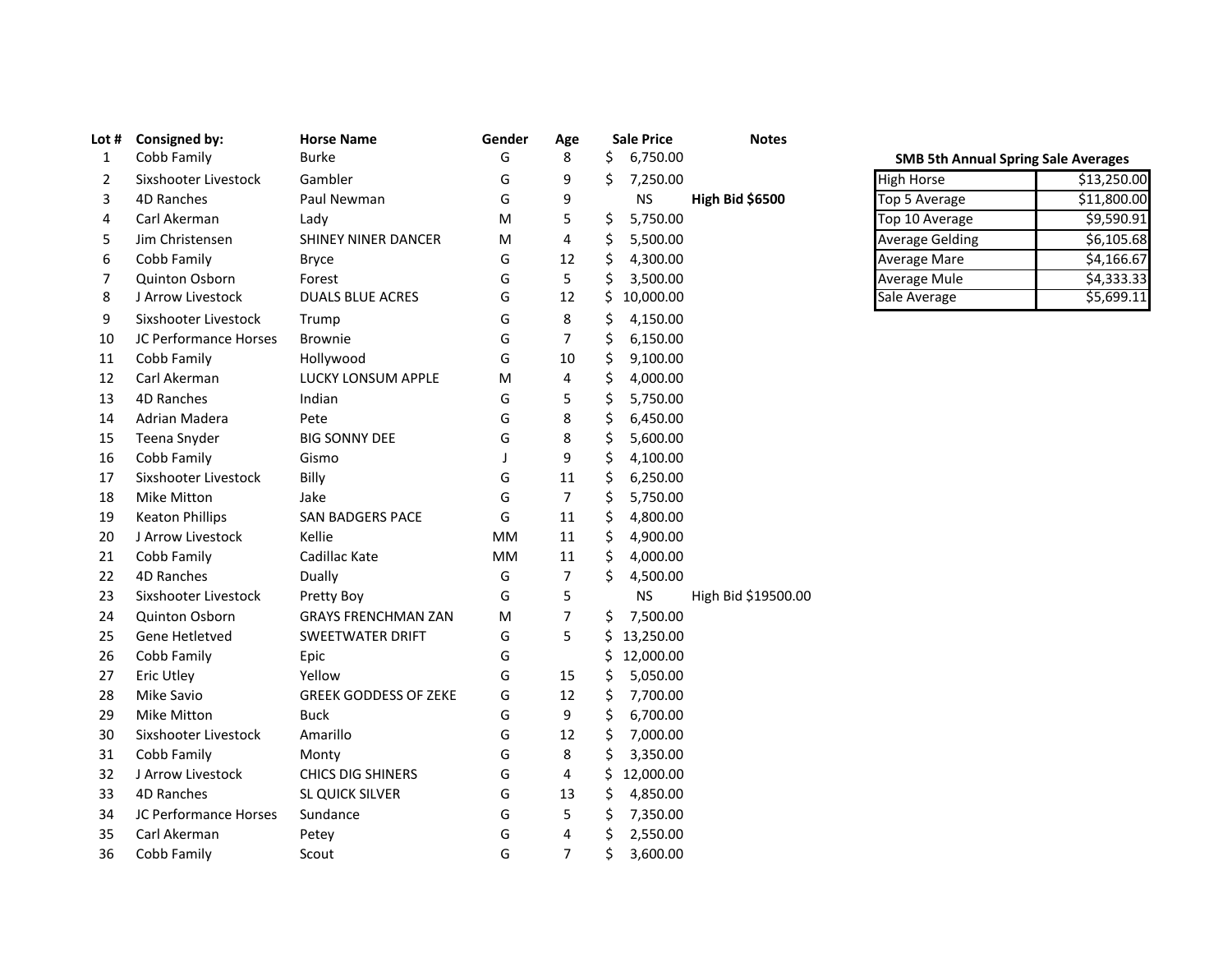| Lot # | Consigned by: | Horse Name | Gender | Age | Sale Price | Notes |
|---|---|---|---|---|---|---|
| 1 | Cobb Family | Burke | G | 8 | $ 6,750.00 | |
| 2 | Sixshooter Livestock | Gambler | G | 9 | $ 7,250.00 | |
| 3 | 4D Ranches | Paul Newman | G | 9 | NS | **High Bid $6500** |
| 4 | Carl Akerman | Lady | M | 5 | $ 5,750.00 | |
| 5 | Jim Christensen | SHINEY NINER DANCER | M | 4 | $ 5,500.00 | |
| 6 | Cobb Family | Bryce | G | 12 | $ 4,300.00 | |
| 7 | Quinton Osborn | Forest | G | 5 | $ 3,500.00 | |
| 8 | J Arrow Livestock | DUALS BLUE ACRES | G | 12 | $ 10,000.00 | |
| 9 | Sixshooter Livestock | Trump | G | 8 | $ 4,150.00 | |
| 10 | JC Performance Horses | Brownie | G | 7 | $ 6,150.00 | |
| 11 | Cobb Family | Hollywood | G | 10 | $ 9,100.00 | |
| 12 | Carl Akerman | LUCKY LONSUM APPLE | M | 4 | $ 4,000.00 | |
| 13 | 4D Ranches | Indian | G | 5 | $ 5,750.00 | |
| 14 | Adrian Madera | Pete | G | 8 | $ 6,450.00 | |
| 15 | Teena Snyder | BIG SONNY DEE | G | 8 | $ 5,600.00 | |
| 16 | Cobb Family | Gismo | J | 9 | $ 4,100.00 | |
| 17 | Sixshooter Livestock | Billy | G | 11 | $ 6,250.00 | |
| 18 | Mike Mitton | Jake | G | 7 | $ 5,750.00 | |
| 19 | Keaton Phillips | SAN BADGERS PACE | G | 11 | $ 4,800.00 | |
| 20 | J Arrow Livestock | Kellie | MM | 11 | $ 4,900.00 | |
| 21 | Cobb Family | Cadillac Kate | MM | 11 | $ 4,000.00 | |
| 22 | 4D Ranches | Dually | G | 7 | $ 4,500.00 | |
| 23 | Sixshooter Livestock | Pretty Boy | G | 5 | NS | High Bid $19500.00 |
| 24 | Quinton Osborn | GRAYS FRENCHMAN ZAN | M | 7 | $ 7,500.00 | |
| 25 | Gene Hetletved | SWEETWATER DRIFT | G | 5 | $ 13,250.00 | |
| 26 | Cobb Family | Epic | G | | $ 12,000.00 | |
| 27 | Eric Utley | Yellow | G | 15 | $ 5,050.00 | |
| 28 | Mike Savio | GREEK GODDESS OF ZEKE | G | 12 | $ 7,700.00 | |
| 29 | Mike Mitton | Buck | G | 9 | $ 6,700.00 | |
| 30 | Sixshooter Livestock | Amarillo | G | 12 | $ 7,000.00 | |
| 31 | Cobb Family | Monty | G | 8 | $ 3,350.00 | |
| 32 | J Arrow Livestock | CHICS DIG SHINERS | G | 4 | $ 12,000.00 | |
| 33 | 4D Ranches | SL QUICK SILVER | G | 13 | $ 4,850.00 | |
| 34 | JC Performance Horses | Sundance | G | 5 | $ 7,350.00 | |
| 35 | Carl Akerman | Petey | G | 4 | $ 2,550.00 | |
| 36 | Cobb Family | Scout | G | 7 | $ 3,600.00 | |

**SMB 5th Annual Spring Sale Averages**

| | |
|---|---|
| High Horse | $13,250.00 |
| Top 5 Average | $11,800.00 |
| Top 10 Average | $9,590.91 |
| Average Gelding | $6,105.68 |
| Average Mare | $4,166.67 |
| Average Mule | $4,333.33 |
| Sale Average | $5,699.11 |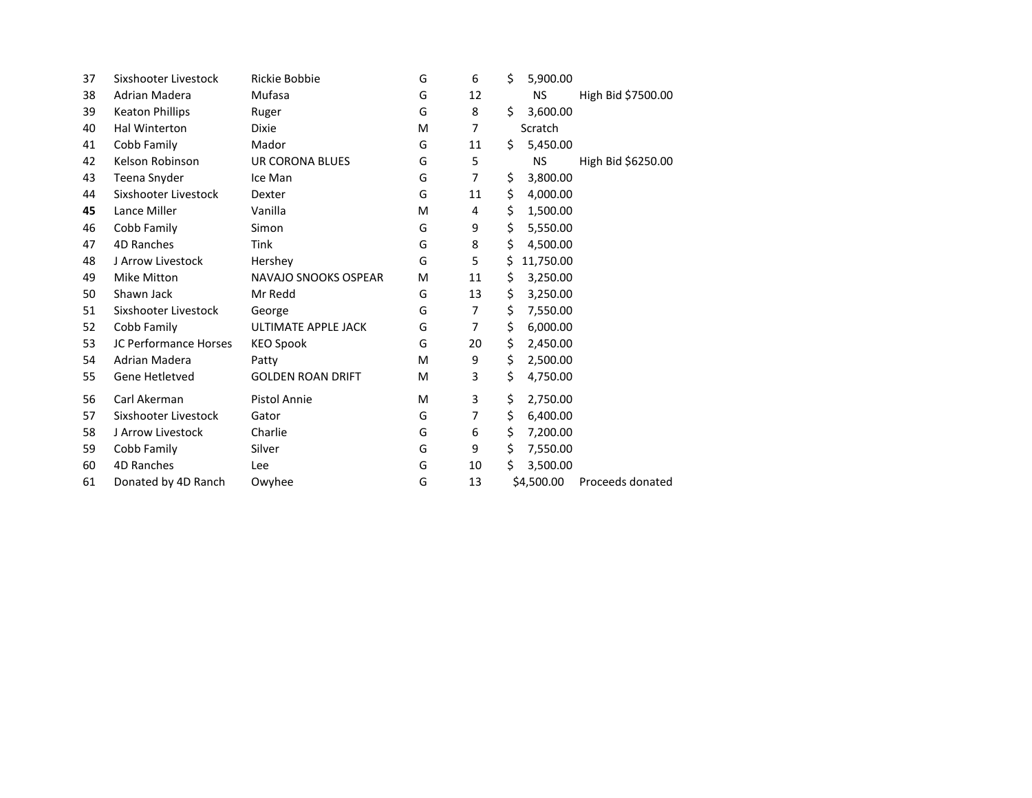| | | | | | | |
|---|---|---|---|---|---|---|
| 37 | Sixshooter Livestock | Rickie Bobbie | G | 6 | $ 5,900.00 | |
| 38 | Adrian Madera | Mufasa | G | 12 | NS | High Bid $7500.00 |
| 39 | Keaton Phillips | Ruger | G | 8 | $ 3,600.00 | |
| 40 | Hal Winterton | Dixie | M | 7 | Scratch | |
| 41 | Cobb Family | Mador | G | 11 | $ 5,450.00 | |
| 42 | Kelson Robinson | UR CORONA BLUES | G | 5 | NS | High Bid $6250.00 |
| 43 | Teena Snyder | Ice Man | G | 7 | $ 3,800.00 | |
| 44 | Sixshooter Livestock | Dexter | G | 11 | $ 4,000.00 | |
| **45** | Lance Miller | Vanilla | M | 4 | $ 1,500.00 | |
| 46 | Cobb Family | Simon | G | 9 | $ 5,550.00 | |
| 47 | 4D Ranches | Tink | G | 8 | $ 4,500.00 | |
| 48 | J Arrow Livestock | Hershey | G | 5 | $ 11,750.00 | |
| 49 | Mike Mitton | NAVAJO SNOOKS OSPEAR | M | 11 | $ 3,250.00 | |
| 50 | Shawn Jack | Mr Redd | G | 13 | $ 3,250.00 | |
| 51 | Sixshooter Livestock | George | G | 7 | $ 7,550.00 | |
| 52 | Cobb Family | ULTIMATE APPLE JACK | G | 7 | $ 6,000.00 | |
| 53 | JC Performance Horses | KEO Spook | G | 20 | $ 2,450.00 | |
| 54 | Adrian Madera | Patty | M | 9 | $ 2,500.00 | |
| 55 | Gene Hetletved | GOLDEN ROAN DRIFT | M | 3 | $ 4,750.00 | |
| 56 | Carl Akerman | Pistol Annie | M | 3 | $ 2,750.00 | |
| 57 | Sixshooter Livestock | Gator | G | 7 | $ 6,400.00 | |
| 58 | J Arrow Livestock | Charlie | G | 6 | $ 7,200.00 | |
| 59 | Cobb Family | Silver | G | 9 | $ 7,550.00 | |
| 60 | 4D Ranches | Lee | G | 10 | $ 3,500.00 | |
| 61 | Donated by 4D Ranch | Owyhee | G | 13 | $4,500.00 | Proceeds donated |